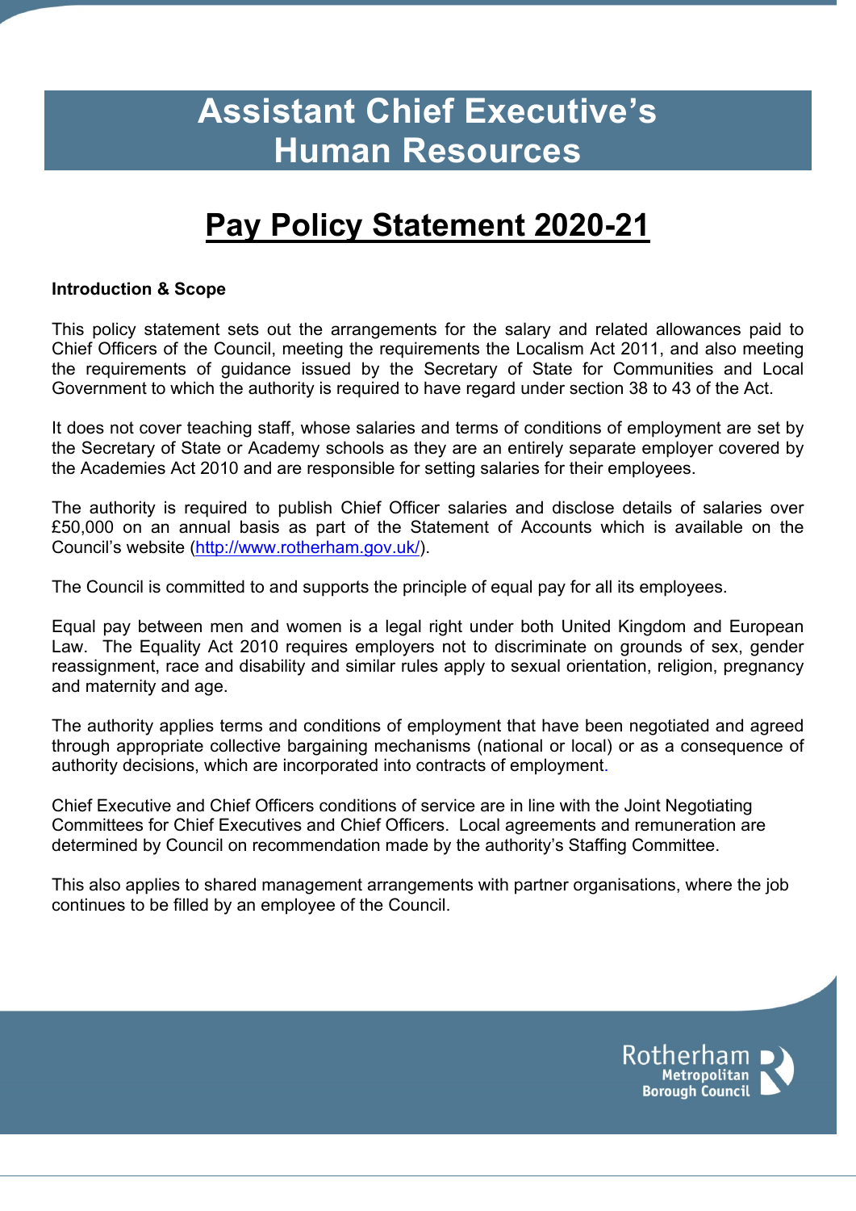# Assistant Chief Executive's Human Resources

## Pay Policy Statement 2020-21

**Introduction & Scope**

This policy statement sets out the arrangements for the salary and related allowances paid to Chief Officers of the Council, meeting the requirements the Localism Act 2011, and also meeting the requirements of guidance issued by the Secretary of State for Communities and Local Government to which the authority is required to have regard under section 38 to 43 of the Act.

It does not cover teaching staff, whose salaries and terms of conditions of employment are set by the Secretary of State or Academy schools as they are an entirely separate employer covered by the Academies Act 2010 and are responsible for setting salaries for their employees.

The authority is required to publish Chief Officer salaries and disclose details of salaries over £50,000 on an annual basis as part of the Statement of Accounts which is available on the Council's website (http://www.rotherham.gov.uk/).

The Council is committed to and supports the principle of equal pay for all its employees.

Equal pay between men and women is a legal right under both United Kingdom and European Law. The Equality Act 2010 requires employers not to discriminate on grounds of sex, gender reassignment, race and disability and similar rules apply to sexual orientation, religion, pregnancy and maternity and age.

The authority applies terms and conditions of employment that have been negotiated and agreed through appropriate collective bargaining mechanisms (national or local) or as a consequence of authority decisions, which are incorporated into contracts of employment.

Chief Executive and Chief Officers conditions of service are in line with the Joint Negotiating Committees for Chief Executives and Chief Officers. Local agreements and remuneration are determined by Council on recommendation made by the authority's Staffing Committee.

This also applies to shared management arrangements with partner organisations, where the job continues to be filled by an employee of the Council.

Rotherham Metropolitan Borough Council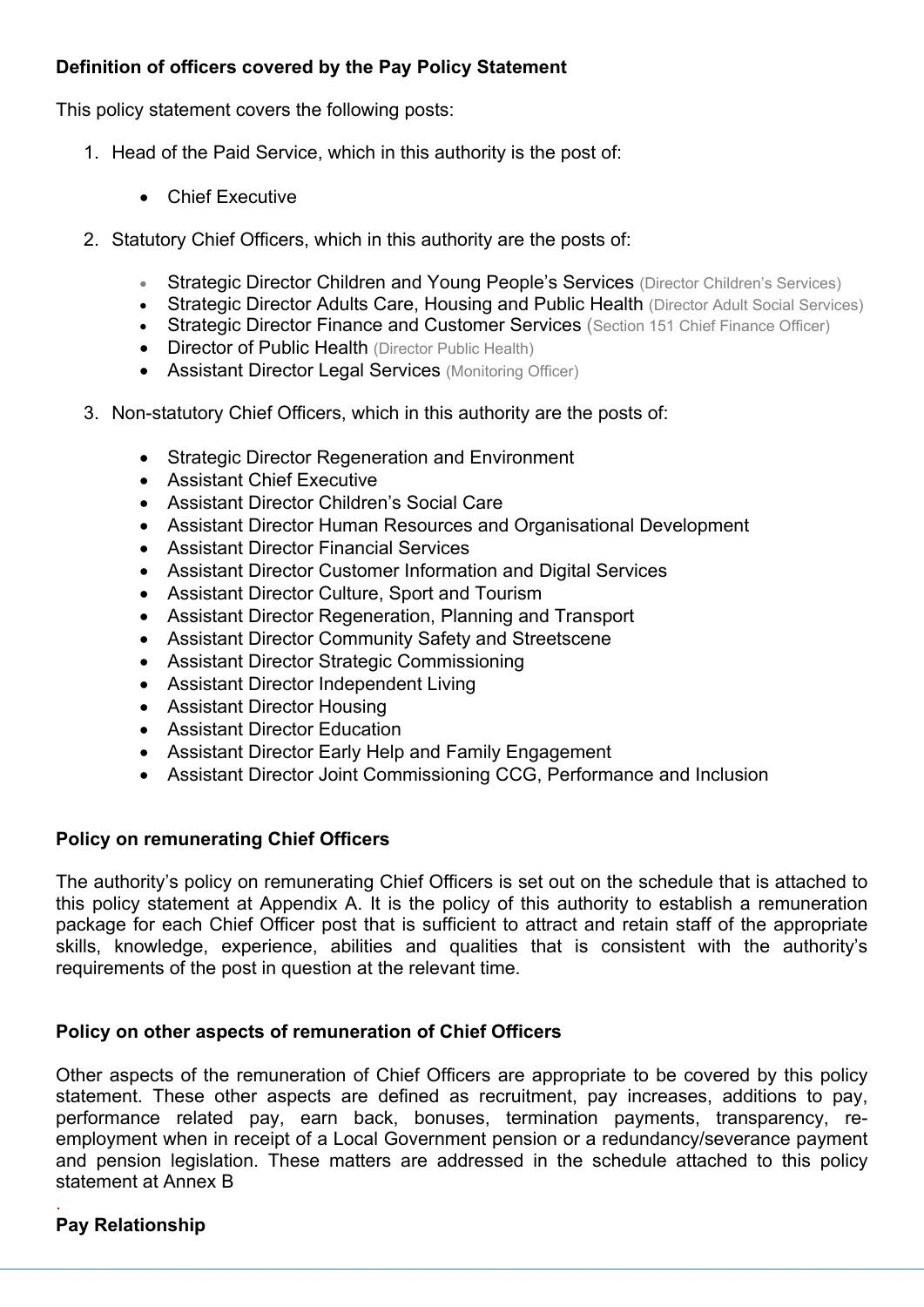**Definition of officers covered by the Pay Policy Statement**

This policy statement covers the following posts:

1. Head of the Paid Service, which in this authority is the post of:

    - Chief Executive

2. Statutory Chief Officers, which in this authority are the posts of:

    - Strategic Director Children and Young People's Services (Director Children's Services)
    - Strategic Director Adults Care, Housing and Public Health (Director Adult Social Services)
    - Strategic Director Finance and Customer Services (Section 151 Chief Finance Officer)
    - Director of Public Health (Director Public Health)
    - Assistant Director Legal Services (Monitoring Officer)

3. Non-statutory Chief Officers, which in this authority are the posts of:

    - Strategic Director Regeneration and Environment
    - Assistant Chief Executive
    - Assistant Director Children's Social Care
    - Assistant Director Human Resources and Organisational Development
    - Assistant Director Financial Services
    - Assistant Director Customer Information and Digital Services
    - Assistant Director Culture, Sport and Tourism
    - Assistant Director Regeneration, Planning and Transport
    - Assistant Director Community Safety and Streetscene
    - Assistant Director Strategic Commissioning
    - Assistant Director Independent Living
    - Assistant Director Housing
    - Assistant Director Education
    - Assistant Director Early Help and Family Engagement
    - Assistant Director Joint Commissioning CCG, Performance and Inclusion

**Policy on remunerating Chief Officers**

The authority's policy on remunerating Chief Officers is set out on the schedule that is attached to this policy statement at Appendix A. It is the policy of this authority to establish a remuneration package for each Chief Officer post that is sufficient to attract and retain staff of the appropriate skills, knowledge, experience, abilities and qualities that is consistent with the authority's requirements of the post in question at the relevant time.

**Policy on other aspects of remuneration of Chief Officers**

Other aspects of the remuneration of Chief Officers are appropriate to be covered by this policy statement. These other aspects are defined as recruitment, pay increases, additions to pay, performance related pay, earn back, bonuses, termination payments, transparency, re-employment when in receipt of a Local Government pension or a redundancy/severance payment and pension legislation. These matters are addressed in the schedule attached to this policy statement at Annex B

.

**Pay Relationship**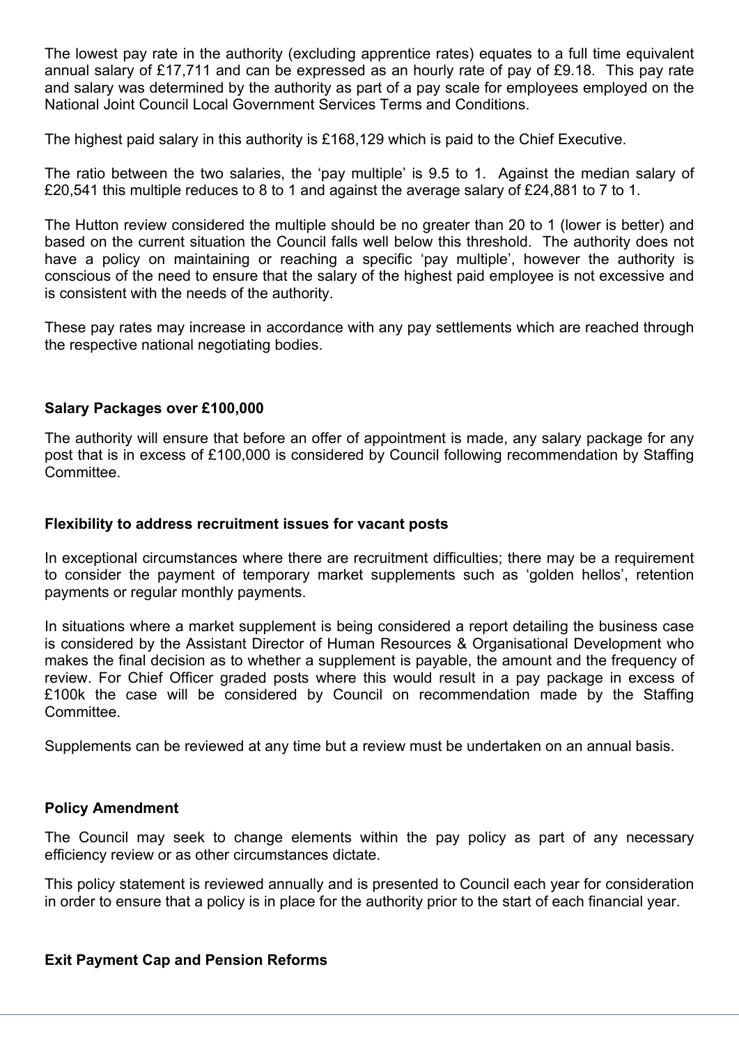The lowest pay rate in the authority (excluding apprentice rates) equates to a full time equivalent annual salary of £17,711 and can be expressed as an hourly rate of pay of £9.18. This pay rate and salary was determined by the authority as part of a pay scale for employees employed on the National Joint Council Local Government Services Terms and Conditions.

The highest paid salary in this authority is £168,129 which is paid to the Chief Executive.

The ratio between the two salaries, the 'pay multiple' is 9.5 to 1. Against the median salary of £20,541 this multiple reduces to 8 to 1 and against the average salary of £24,881 to 7 to 1.

The Hutton review considered the multiple should be no greater than 20 to 1 (lower is better) and based on the current situation the Council falls well below this threshold. The authority does not have a policy on maintaining or reaching a specific 'pay multiple', however the authority is conscious of the need to ensure that the salary of the highest paid employee is not excessive and is consistent with the needs of the authority.

These pay rates may increase in accordance with any pay settlements which are reached through the respective national negotiating bodies.

**Salary Packages over £100,000**

The authority will ensure that before an offer of appointment is made, any salary package for any post that is in excess of £100,000 is considered by Council following recommendation by Staffing Committee.

**Flexibility to address recruitment issues for vacant posts**

In exceptional circumstances where there are recruitment difficulties; there may be a requirement to consider the payment of temporary market supplements such as 'golden hellos', retention payments or regular monthly payments.

In situations where a market supplement is being considered a report detailing the business case is considered by the Assistant Director of Human Resources & Organisational Development who makes the final decision as to whether a supplement is payable, the amount and the frequency of review. For Chief Officer graded posts where this would result in a pay package in excess of £100k the case will be considered by Council on recommendation made by the Staffing Committee.

Supplements can be reviewed at any time but a review must be undertaken on an annual basis.

**Policy Amendment**

The Council may seek to change elements within the pay policy as part of any necessary efficiency review or as other circumstances dictate.

This policy statement is reviewed annually and is presented to Council each year for consideration in order to ensure that a policy is in place for the authority prior to the start of each financial year.

**Exit Payment Cap and Pension Reforms**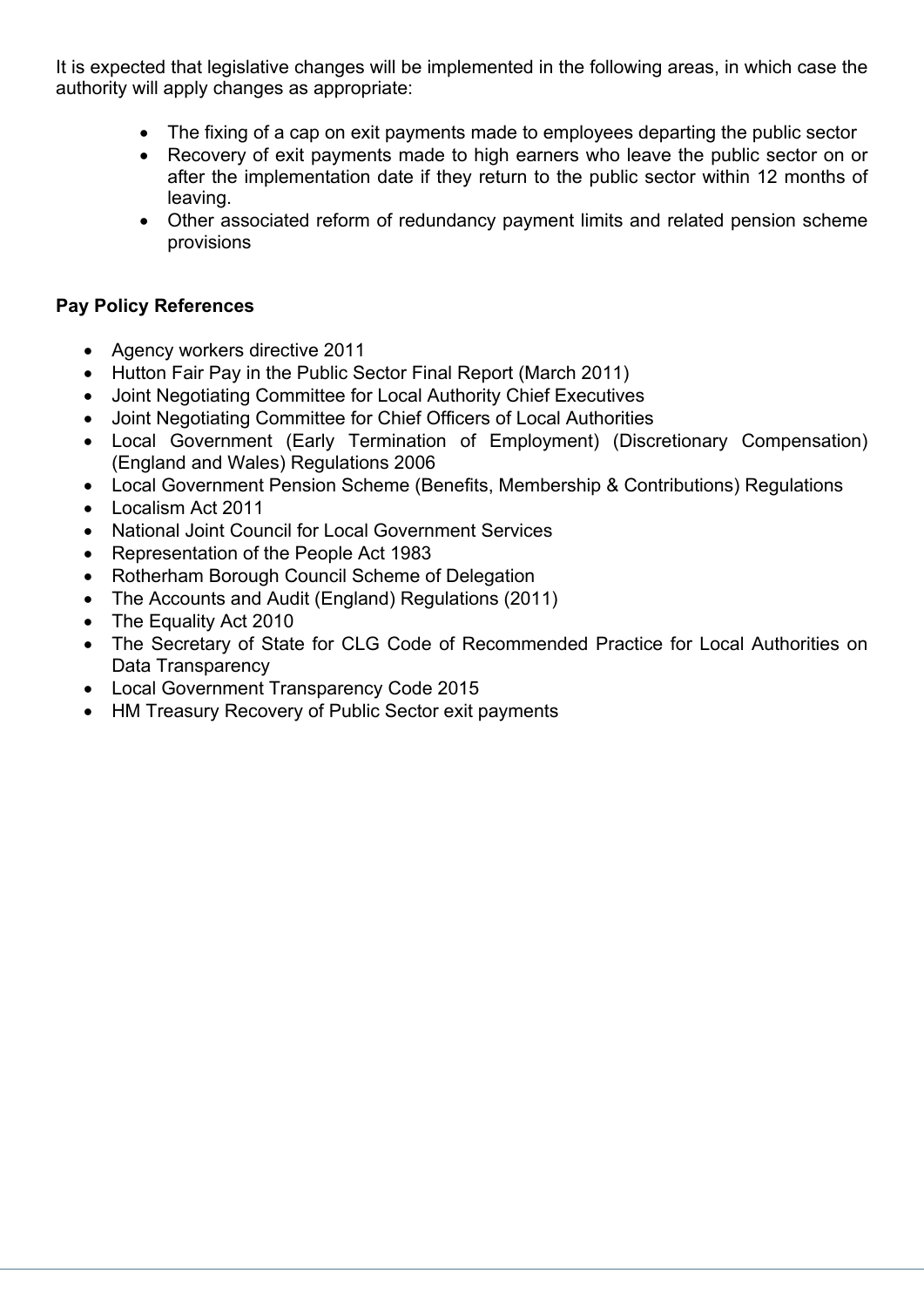It is expected that legislative changes will be implemented in the following areas, in which case the authority will apply changes as appropriate:

- The fixing of a cap on exit payments made to employees departing the public sector
- Recovery of exit payments made to high earners who leave the public sector on or after the implementation date if they return to the public sector within 12 months of leaving.
- Other associated reform of redundancy payment limits and related pension scheme provisions

**Pay Policy References**

- Agency workers directive 2011
- Hutton Fair Pay in the Public Sector Final Report (March 2011)
- Joint Negotiating Committee for Local Authority Chief Executives
- Joint Negotiating Committee for Chief Officers of Local Authorities
- Local Government (Early Termination of Employment) (Discretionary Compensation) (England and Wales) Regulations 2006
- Local Government Pension Scheme (Benefits, Membership & Contributions) Regulations
- Localism Act 2011
- National Joint Council for Local Government Services
- Representation of the People Act 1983
- Rotherham Borough Council Scheme of Delegation
- The Accounts and Audit (England) Regulations (2011)
- The Equality Act 2010
- The Secretary of State for CLG Code of Recommended Practice for Local Authorities on Data Transparency
- Local Government Transparency Code 2015
- HM Treasury Recovery of Public Sector exit payments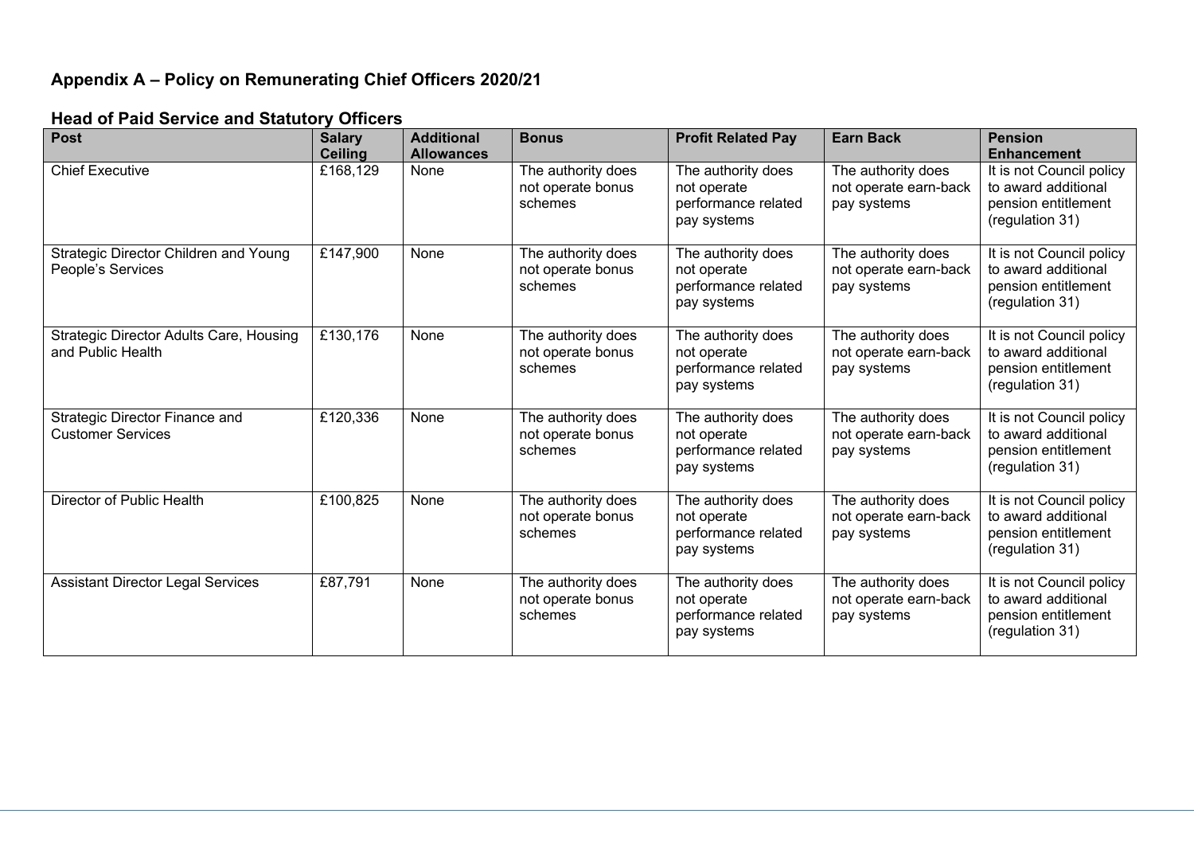## Appendix A – Policy on Remunerating Chief Officers 2020/21

### Head of Paid Service and Statutory Officers

| Post | Salary Ceiling | Additional Allowances | Bonus | Profit Related Pay | Earn Back | Pension Enhancement |
|---|---|---|---|---|---|---|
| Chief Executive | £168,129 | None | The authority does not operate bonus schemes | The authority does not operate performance related pay systems | The authority does not operate earn-back pay systems | It is not Council policy to award additional pension entitlement (regulation 31) |
| Strategic Director Children and Young People's Services | £147,900 | None | The authority does not operate bonus schemes | The authority does not operate performance related pay systems | The authority does not operate earn-back pay systems | It is not Council policy to award additional pension entitlement (regulation 31) |
| Strategic Director Adults Care, Housing and Public Health | £130,176 | None | The authority does not operate bonus schemes | The authority does not operate performance related pay systems | The authority does not operate earn-back pay systems | It is not Council policy to award additional pension entitlement (regulation 31) |
| Strategic Director Finance and Customer Services | £120,336 | None | The authority does not operate bonus schemes | The authority does not operate performance related pay systems | The authority does not operate earn-back pay systems | It is not Council policy to award additional pension entitlement (regulation 31) |
| Director of Public Health | £100,825 | None | The authority does not operate bonus schemes | The authority does not operate performance related pay systems | The authority does not operate earn-back pay systems | It is not Council policy to award additional pension entitlement (regulation 31) |
| Assistant Director Legal Services | £87,791 | None | The authority does not operate bonus schemes | The authority does not operate performance related pay systems | The authority does not operate earn-back pay systems | It is not Council policy to award additional pension entitlement (regulation 31) |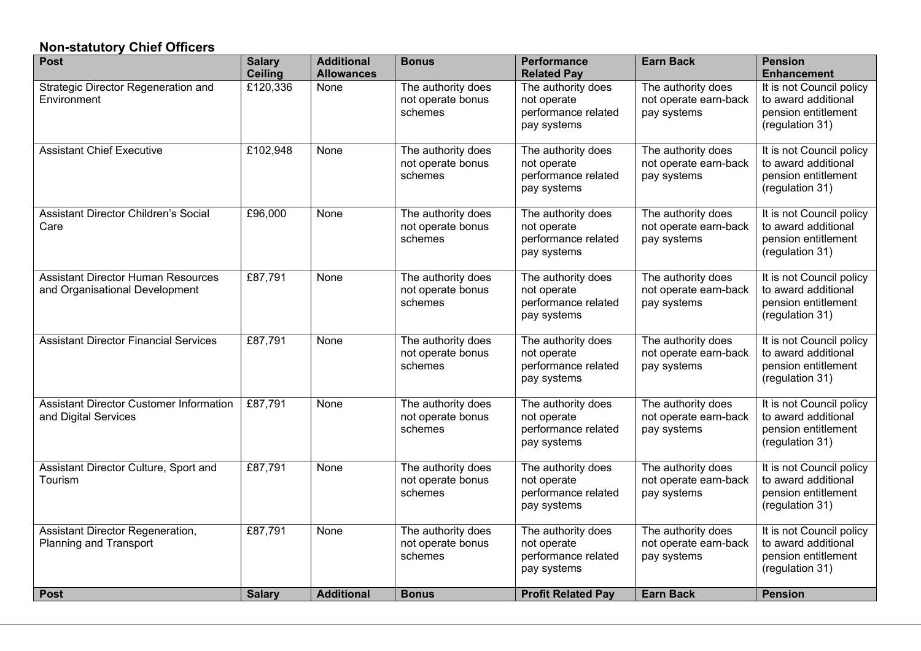## Non-statutory Chief Officers

| Post | Salary Ceiling | Additional Allowances | Bonus | Performance Related Pay | Earn Back | Pension Enhancement |
|---|---|---|---|---|---|---|
| Strategic Director Regeneration and Environment | £120,336 | None | The authority does not operate bonus schemes | The authority does not operate performance related pay systems | The authority does not operate earn-back pay systems | It is not Council policy to award additional pension entitlement (regulation 31) |
| Assistant Chief Executive | £102,948 | None | The authority does not operate bonus schemes | The authority does not operate performance related pay systems | The authority does not operate earn-back pay systems | It is not Council policy to award additional pension entitlement (regulation 31) |
| Assistant Director Children's Social Care | £96,000 | None | The authority does not operate bonus schemes | The authority does not operate performance related pay systems | The authority does not operate earn-back pay systems | It is not Council policy to award additional pension entitlement (regulation 31) |
| Assistant Director Human Resources and Organisational Development | £87,791 | None | The authority does not operate bonus schemes | The authority does not operate performance related pay systems | The authority does not operate earn-back pay systems | It is not Council policy to award additional pension entitlement (regulation 31) |
| Assistant Director Financial Services | £87,791 | None | The authority does not operate bonus schemes | The authority does not operate performance related pay systems | The authority does not operate earn-back pay systems | It is not Council policy to award additional pension entitlement (regulation 31) |
| Assistant Director Customer Information and Digital Services | £87,791 | None | The authority does not operate bonus schemes | The authority does not operate performance related pay systems | The authority does not operate earn-back pay systems | It is not Council policy to award additional pension entitlement (regulation 31) |
| Assistant Director Culture, Sport and Tourism | £87,791 | None | The authority does not operate bonus schemes | The authority does not operate performance related pay systems | The authority does not operate earn-back pay systems | It is not Council policy to award additional pension entitlement (regulation 31) |
| Assistant Director Regeneration, Planning and Transport | £87,791 | None | The authority does not operate bonus schemes | The authority does not operate performance related pay systems | The authority does not operate earn-back pay systems | It is not Council policy to award additional pension entitlement (regulation 31) |

| Post | Salary | Additional | Bonus | Profit Related Pay | Earn Back | Pension |
|---|---|---|---|---|---|---|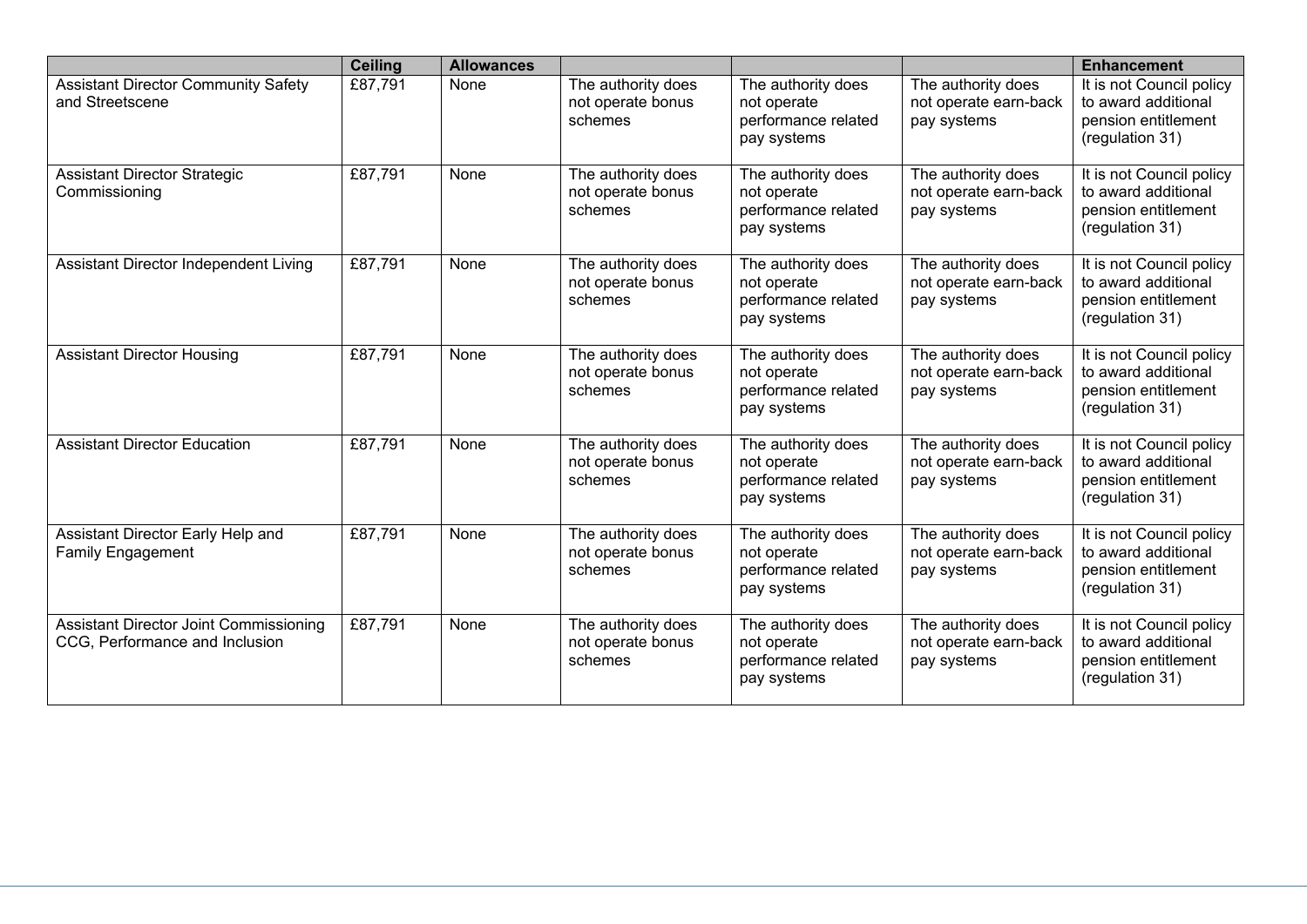| | Ceiling | Allowances | | | | Enhancement |
|---|---|---|---|---|---|---|
| Assistant Director Community Safety and Streetscene | £87,791 | None | The authority does not operate bonus schemes | The authority does not operate performance related pay systems | The authority does not operate earn-back pay systems | It is not Council policy to award additional pension entitlement (regulation 31) |
| Assistant Director Strategic Commissioning | £87,791 | None | The authority does not operate bonus schemes | The authority does not operate performance related pay systems | The authority does not operate earn-back pay systems | It is not Council policy to award additional pension entitlement (regulation 31) |
| Assistant Director Independent Living | £87,791 | None | The authority does not operate bonus schemes | The authority does not operate performance related pay systems | The authority does not operate earn-back pay systems | It is not Council policy to award additional pension entitlement (regulation 31) |
| Assistant Director Housing | £87,791 | None | The authority does not operate bonus schemes | The authority does not operate performance related pay systems | The authority does not operate earn-back pay systems | It is not Council policy to award additional pension entitlement (regulation 31) |
| Assistant Director Education | £87,791 | None | The authority does not operate bonus schemes | The authority does not operate performance related pay systems | The authority does not operate earn-back pay systems | It is not Council policy to award additional pension entitlement (regulation 31) |
| Assistant Director Early Help and Family Engagement | £87,791 | None | The authority does not operate bonus schemes | The authority does not operate performance related pay systems | The authority does not operate earn-back pay systems | It is not Council policy to award additional pension entitlement (regulation 31) |
| Assistant Director Joint Commissioning CCG, Performance and Inclusion | £87,791 | None | The authority does not operate bonus schemes | The authority does not operate performance related pay systems | The authority does not operate earn-back pay systems | It is not Council policy to award additional pension entitlement (regulation 31) |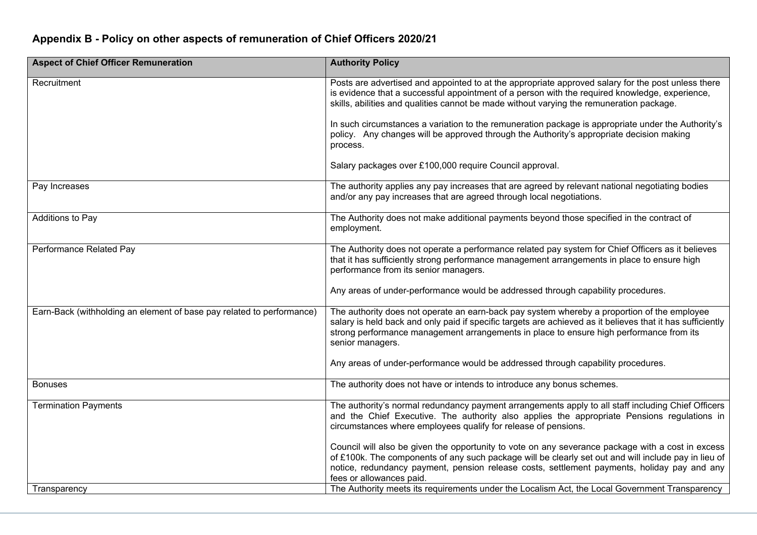## Appendix B - Policy on other aspects of remuneration of Chief Officers 2020/21

| Aspect of Chief Officer Remuneration | Authority Policy |
|---|---|
| Recruitment | Posts are advertised and appointed to at the appropriate approved salary for the post unless there is evidence that a successful appointment of a person with the required knowledge, experience, skills, abilities and qualities cannot be made without varying the remuneration package.<br><br>In such circumstances a variation to the remuneration package is appropriate under the Authority's policy. Any changes will be approved through the Authority's appropriate decision making process.<br><br>Salary packages over £100,000 require Council approval. |
| Pay Increases | The authority applies any pay increases that are agreed by relevant national negotiating bodies and/or any pay increases that are agreed through local negotiations. |
| Additions to Pay | The Authority does not make additional payments beyond those specified in the contract of employment. |
| Performance Related Pay | The Authority does not operate a performance related pay system for Chief Officers as it believes that it has sufficiently strong performance management arrangements in place to ensure high performance from its senior managers.<br><br>Any areas of under-performance would be addressed through capability procedures. |
| Earn-Back (withholding an element of base pay related to performance) | The authority does not operate an earn-back pay system whereby a proportion of the employee salary is held back and only paid if specific targets are achieved as it believes that it has sufficiently strong performance management arrangements in place to ensure high performance from its senior managers.<br><br>Any areas of under-performance would be addressed through capability procedures. |
| Bonuses | The authority does not have or intends to introduce any bonus schemes. |
| Termination Payments | The authority's normal redundancy payment arrangements apply to all staff including Chief Officers and the Chief Executive. The authority also applies the appropriate Pensions regulations in circumstances where employees qualify for release of pensions.<br><br>Council will also be given the opportunity to vote on any severance package with a cost in excess of £100k. The components of any such package will be clearly set out and will include pay in lieu of notice, redundancy payment, pension release costs, settlement payments, holiday pay and any fees or allowances paid. |
| Transparency | The Authority meets its requirements under the Localism Act, the Local Government Transparency |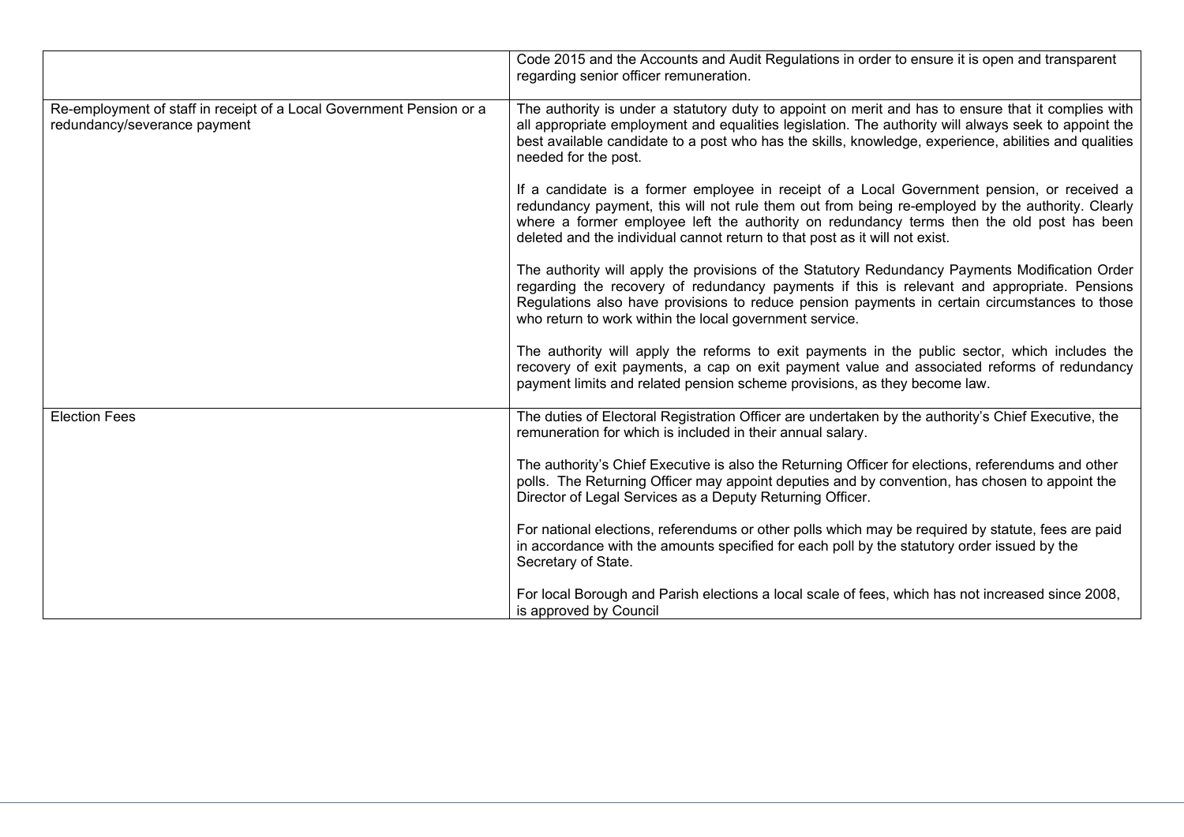| | |
|---|---|
| | Code 2015 and the Accounts and Audit Regulations in order to ensure it is open and transparent regarding senior officer remuneration. |
| Re-employment of staff in receipt of a Local Government Pension or a redundancy/severance payment | The authority is under a statutory duty to appoint on merit and has to ensure that it complies with all appropriate employment and equalities legislation. The authority will always seek to appoint the best available candidate to a post who has the skills, knowledge, experience, abilities and qualities needed for the post.<br><br>If a candidate is a former employee in receipt of a Local Government pension, or received a redundancy payment, this will not rule them out from being re-employed by the authority. Clearly where a former employee left the authority on redundancy terms then the old post has been deleted and the individual cannot return to that post as it will not exist.<br><br>The authority will apply the provisions of the Statutory Redundancy Payments Modification Order regarding the recovery of redundancy payments if this is relevant and appropriate. Pensions Regulations also have provisions to reduce pension payments in certain circumstances to those who return to work within the local government service.<br><br>The authority will apply the reforms to exit payments in the public sector, which includes the recovery of exit payments, a cap on exit payment value and associated reforms of redundancy payment limits and related pension scheme provisions, as they become law. |
| Election Fees | The duties of Electoral Registration Officer are undertaken by the authority's Chief Executive, the remuneration for which is included in their annual salary.<br><br>The authority's Chief Executive is also the Returning Officer for elections, referendums and other polls. The Returning Officer may appoint deputies and by convention, has chosen to appoint the Director of Legal Services as a Deputy Returning Officer.<br><br>For national elections, referendums or other polls which may be required by statute, fees are paid in accordance with the amounts specified for each poll by the statutory order issued by the Secretary of State.<br><br>For local Borough and Parish elections a local scale of fees, which has not increased since 2008, is approved by Council |